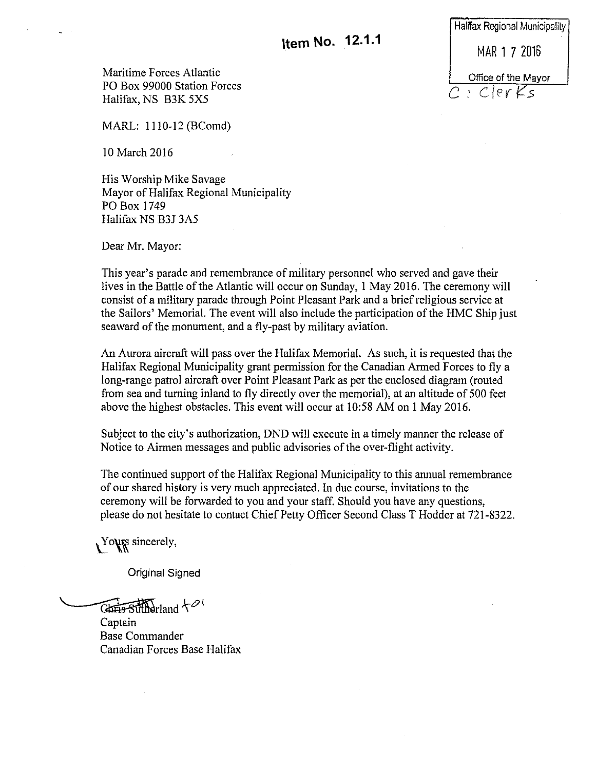**Item No. 12.1.1**

Halifax Regional Municipality

MAR 1 7 2016

Office of the Mayor

C : Clerks

Maritime Forces Atlantic
PO Box 99000 Station Forces
Halifax, NS B3K 5X5

MARL: 1110-12 (BComd)

10 March 2016

His Worship Mike Savage
Mayor of Halifax Regional Municipality
PO Box 1749
Halifax NS B3J 3A5

Dear Mr. Mayor:

This year's parade and remembrance of military personnel who served and gave their lives in the Battle of the Atlantic will occur on Sunday, 1 May 2016. The ceremony will consist of a military parade through Point Pleasant Park and a brief religious service at the Sailors' Memorial. The event will also include the participation of the HMC Ship just seaward of the monument, and a fly-past by military aviation.

An Aurora aircraft will pass over the Halifax Memorial. As such, it is requested that the Halifax Regional Municipality grant permission for the Canadian Armed Forces to fly a long-range patrol aircraft over Point Pleasant Park as per the enclosed diagram (routed from sea and turning inland to fly directly over the memorial), at an altitude of 500 feet above the highest obstacles. This event will occur at 10:58 AM on 1 May 2016.

Subject to the city's authorization, DND will execute in a timely manner the release of Notice to Airmen messages and public advisories of the over-flight activity.

The continued support of the Halifax Regional Municipality to this annual remembrance of our shared history is very much appreciated. In due course, invitations to the ceremony will be forwarded to you and your staff. Should you have any questions, please do not hesitate to contact Chief Petty Officer Second Class T Hodder at 721-8322.

Yours sincerely,

Original Signed

~~Chris Sutherland~~ for

Captain
Base Commander
Canadian Forces Base Halifax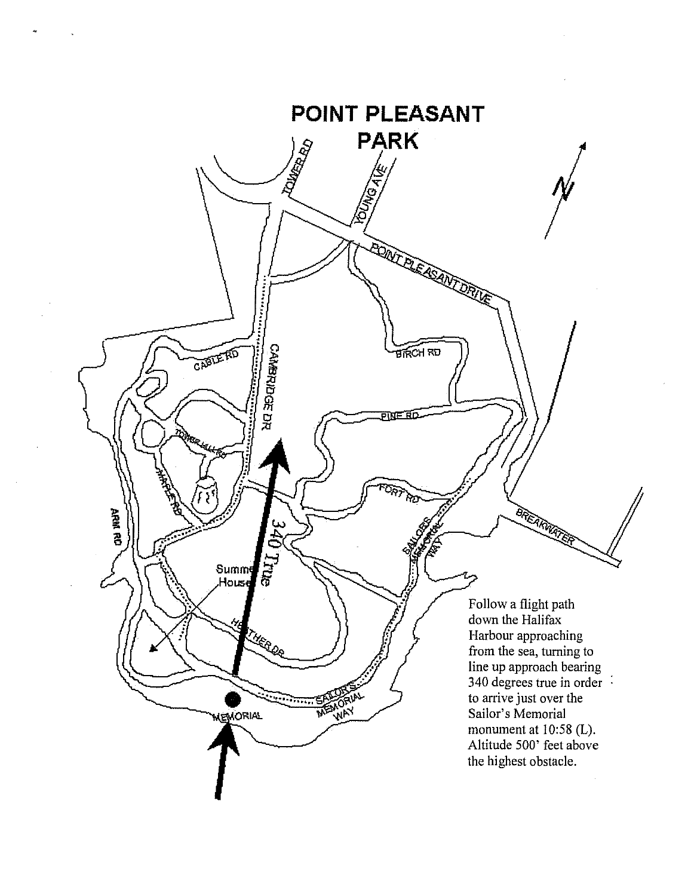# POINT PLEASANT PARK

TOWER RD

YOUNG AVE

POINT PLEASANT DRIVE

N

CABLE RD

CAMBRIDGE DR

BIRCH RD

PINE RD

TOWER HILL RD

MAPLE RD

FORT RD

ARM RD

340 True

SAILORS MEMORIAL WAY

BREAKWATER

Summer House

HEATHER DR

SAILOR'S MEMORIAL WAY

MEMORIAL

Follow a flight path down the Halifax Harbour approaching from the sea, turning to line up approach bearing 340 degrees true in order to arrive just over the Sailor's Memorial monument at 10:58 (L). Altitude 500' feet above the highest obstacle.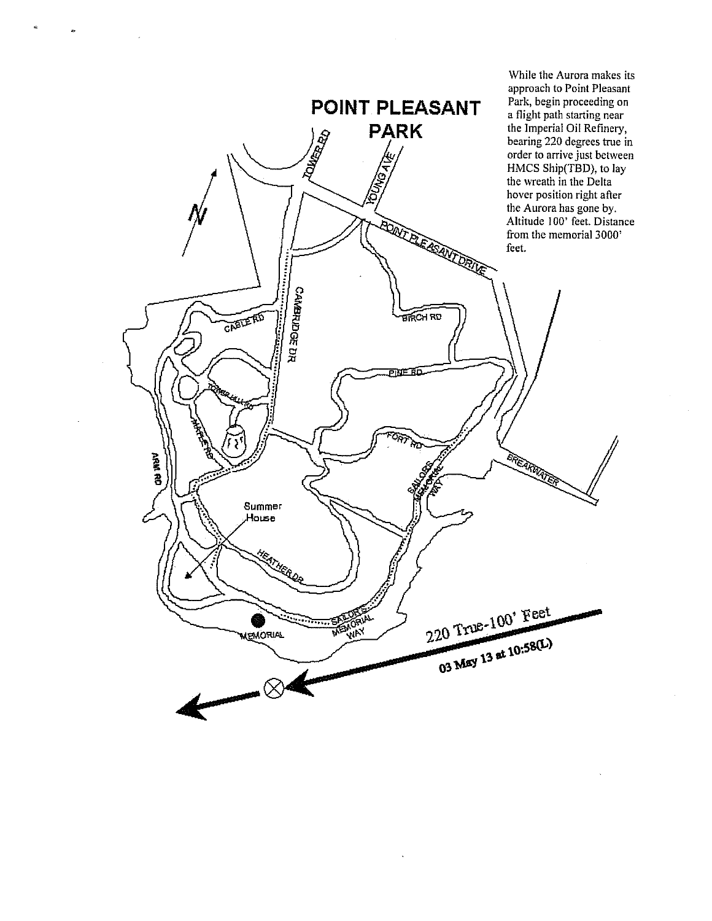# POINT PLEASANT PARK

While the Aurora makes its approach to Point Pleasant Park, begin proceeding on a flight path starting near the Imperial Oil Refinery, bearing 220 degrees true in order to arrive just between HMCS Ship(TBD), to lay the wreath in the Delta hover position right after the Aurora has gone by. Altitude 100' feet. Distance from the memorial 3000' feet.

N

TOWER RD

YOUNG AVE

POINT PLEASANT DRIVE

CABLE RD

CAMBRIDGE DR

BIRCH RD

PINE RD

TOWER HILL RD

FORT RD

ARM RD

BREAKWATER

SAILORS MEMORIAL WAY

Summer House

HEATHER DR

SAILOR'S MEMORIAL WAY

MEMORIAL

220 True-100' Feet

03 May 13 at 10:58(L)